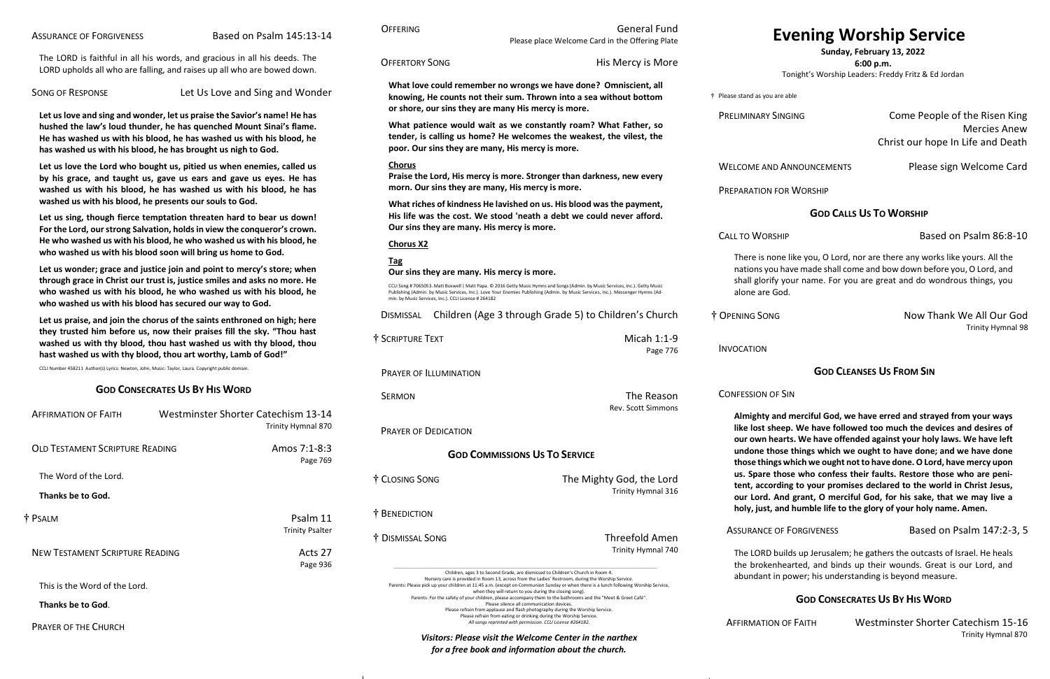# Evening Worship Service

**Sunday, February 13, 2022**

**6:00 p.m.**

Tonight's Worship Leaders: Freddy Fritz & Ed Jordan

† Please stand as you are able

PRELIMINARY SINGING — Come People of the Risen King / Mercies Anew / Christ our hope In Life and Death

WELCOME AND ANNOUNCEMENTS — Please sign Welcome Card

PREPARATION FOR WORSHIP

## GOD CALLS US TO WORSHIP

CALL TO WORSHIP — Based on Psalm 86:8-10

There is none like you, O Lord, nor are there any works like yours. All the nations you have made shall come and bow down before you, O Lord, and shall glorify your name. For you are great and do wondrous things, you alone are God.

† OPENING SONG — Now Thank We All Our God
Trinity Hymnal 98

INVOCATION

## GOD CLEANSES US FROM SIN

CONFESSION OF SIN

**Almighty and merciful God, we have erred and strayed from your ways like lost sheep. We have followed too much the devices and desires of our own hearts. We have offended against your holy laws. We have left undone those things which we ought to have done; and we have done those things which we ought not to have done. O Lord, have mercy upon us. Spare those who confess their faults. Restore those who are penitent, according to your promises declared to the world in Christ Jesus, our Lord. And grant, O merciful God, for his sake, that we may live a holy, just, and humble life to the glory of your holy name. Amen.**

ASSURANCE OF FORGIVENESS — Based on Psalm 147:2-3, 5

The LORD builds up Jerusalem; he gathers the outcasts of Israel. He heals the brokenhearted, and binds up their wounds. Great is our Lord, and abundant in power; his understanding is beyond measure.

## GOD CONSECRATES US BY HIS WORD

AFFIRMATION OF FAITH — Westminster Shorter Catechism 15-16
Trinity Hymnal 870

ASSURANCE OF FORGIVENESS — Based on Psalm 145:13-14

The LORD is faithful in all his words, and gracious in all his deeds. The LORD upholds all who are falling, and raises up all who are bowed down.

SONG OF RESPONSE — Let Us Love and Sing and Wonder

**Let us love and sing and wonder, let us praise the Savior's name! He has hushed the law's loud thunder, he has quenched Mount Sinai's flame. He has washed us with his blood, he has washed us with his blood, he has washed us with his blood, he has brought us nigh to God.**

**Let us love the Lord who bought us, pitied us when enemies, called us by his grace, and taught us, gave us ears and gave us eyes. He has washed us with his blood, he has washed us with his blood, he has washed us with his blood, he presents our souls to God.**

**Let us sing, though fierce temptation threaten hard to bear us down! For the Lord, our strong Salvation, holds in view the conqueror's crown. He who washed us with his blood, he who washed us with his blood, he who washed us with his blood soon will bring us home to God.**

**Let us wonder; grace and justice join and point to mercy's store; when through grace in Christ our trust is, justice smiles and asks no more. He who washed us with his blood, he who washed us with his blood, he who washed us with his blood has secured our way to God.**

**Let us praise, and join the chorus of the saints enthroned on high; here they trusted him before us, now their praises fill the sky. "Thou hast washed us with thy blood, thou hast washed us with thy blood, thou hast washed us with thy blood, thou art worthy, Lamb of God!"**

CCLI Number 458211 Author(s) Lyrics: Newton, John, Music: Taylor, Laura. Copyright public domain.

## GOD CONSECRATES US BY HIS WORD

AFFIRMATION OF FAITH — Westminster Shorter Catechism 13-14
Trinity Hymnal 870

OLD TESTAMENT SCRIPTURE READING — Amos 7:1-8:3
Page 769

The Word of the Lord.

**Thanks be to God.**

† PSALM — Psalm 11
Trinity Psalter

NEW TESTAMENT SCRIPTURE READING — Acts 27
Page 936

This is the Word of the Lord.

**Thanks be to God**.

PRAYER OF THE CHURCH

OFFERING — General Fund
Please place Welcome Card in the Offering Plate

OFFERTORY SONG — His Mercy is More

**What love could remember no wrongs we have done? Omniscient, all knowing, He counts not their sum. Thrown into a sea without bottom or shore, our sins they are many His mercy is more.**

**What patience would wait as we constantly roam? What Father, so tender, is calling us home? He welcomes the weakest, the vilest, the poor. Our sins they are many, His mercy is more.**

**Chorus**

**Praise the Lord, His mercy is more. Stronger than darkness, new every morn. Our sins they are many, His mercy is more.**

**What riches of kindness He lavished on us. His blood was the payment, His life was the cost. We stood 'neath a debt we could never afford. Our sins they are many. His mercy is more.**

**Chorus X2**

**Tag**

**Our sins they are many. His mercy is more.**

CCLI Song # 7065053. Matt Boswell | Matt Papa. © 2016 Getty Music Hymns and Songs (Admin. by Music Services, Inc.). Getty Music Publishing (Admin. by Music Services, Inc.). Love Your Enemies Publishing (Admin. by Music Services, Inc.). Messenger Hymns (Admin. by Music Services, Inc.). CCLI License # 264182

DISMISSAL — Children (Age 3 through Grade 5) to Children's Church

† SCRIPTURE TEXT — Micah 1:1-9
Page 776

PRAYER OF ILLUMINATION

SERMON — The Reason
Rev. Scott Simmons

PRAYER OF DEDICATION

## GOD COMMISSIONS US TO SERVICE

† CLOSING SONG — The Mighty God, the Lord
Trinity Hymnal 316

† BENEDICTION

† DISMISSAL SONG — Threefold Amen
Trinity Hymnal 740

Children, ages 3 to Second Grade, are dismissed to Children's Church in Room 4.
Nursery care is provided in Room 13, across from the Ladies' Restroom, during the Worship Service.
Parents: Please pick up your children at 11:45 a.m. (except on Communion Sunday or when there is a lunch following Worship Service, when they will return to you during the closing song).
Parents: For the safety of your children, please accompany them to the bathrooms and the "Meet & Greet Café".
Please silence all communication devices.
Please refrain from applause and flash photography during the Worship Service.
Please refrain from eating or drinking during the Worship Service.
*All songs reprinted with permission. CCLI License #264182.*

***Visitors: Please visit the Welcome Center in the narthex for a free book and information about the church.***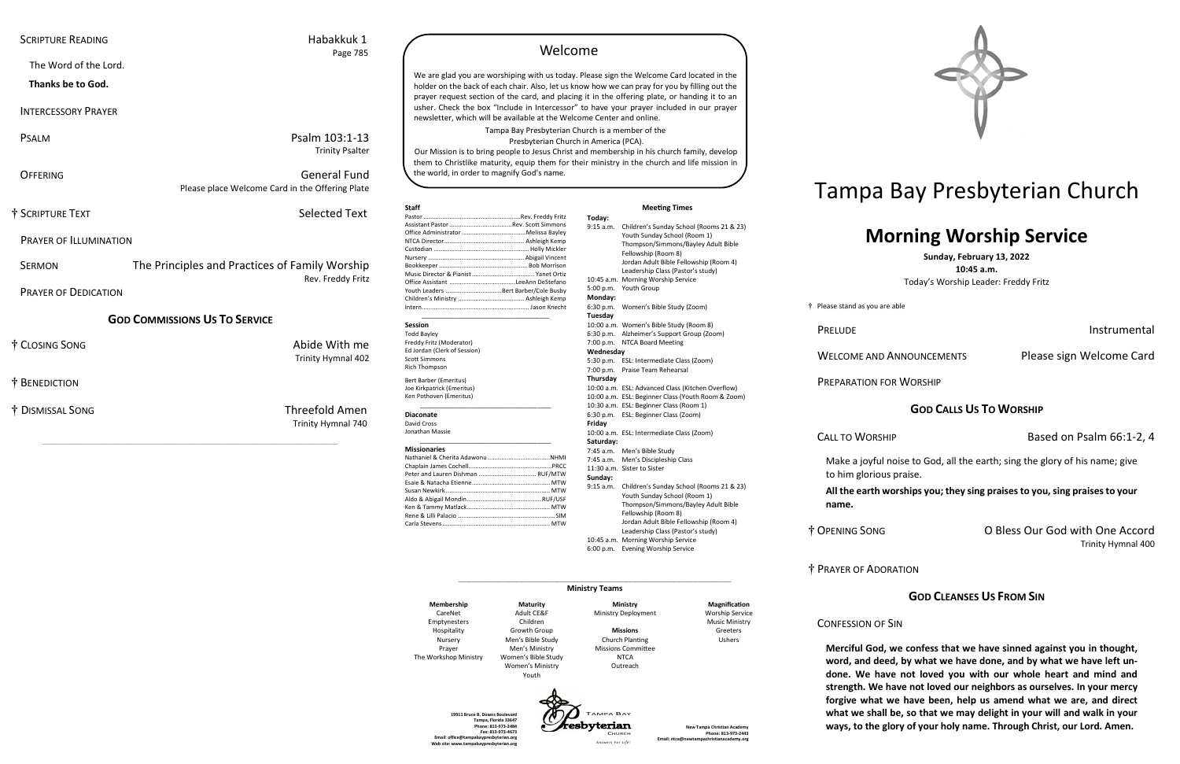SCRIPTURE READING — Habakkuk 1
Page 785

The Word of the Lord.

**Thanks be to God.**

INTERCESSORY PRAYER

PSALM — Psalm 103:1-13
Trinity Psalter

OFFERING — General Fund
Please place Welcome Card in the Offering Plate

† SCRIPTURE TEXT — Selected Text

PRAYER OF ILLUMINATION

SERMON — The Principles and Practices of Family Worship
Rev. Freddy Fritz

PRAYER OF DEDICATION

## GOD COMMISSIONS US TO SERVICE

† CLOSING SONG — Abide With me
Trinity Hymnal 402

† BENEDICTION

† DISMISSAL SONG — Threefold Amen
Trinity Hymnal 740

## Welcome

We are glad you are worshiping with us today. Please sign the Welcome Card located in the holder on the back of each chair. Also, let us know how we can pray for you by filling out the prayer request section of the card, and placing it in the offering plate, or handing it to an usher. Check the box "Include in Intercessor" to have your prayer included in our prayer newsletter, which will be available at the Welcome Center and online.

Tampa Bay Presbyterian Church is a member of the Presbyterian Church in America (PCA).

Our Mission is to bring people to Jesus Christ and membership in his church family, develop them to Christlike maturity, equip them for their ministry in the church and life mission in the world, in order to magnify God's name.

**Staff**

Pastor ........ Rev. Freddy Fritz
Assistant Pastor ........ Rev. Scott Simmons
Office Administrator ........ Melissa Bayley
NTCA Director ........ Ashleigh Kemp
Custodian ........ Holly Mickler
Nursery ........ Abigail Vincent
Bookkeeper ........ Bob Morrison
Music Director & Pianist ........ Yanet Ortiz
Office Assistant ........ LeeAnn DeStefano
Youth Leaders ........ Bert Barber/Cole Busby
Children's Ministry ........ Ashleigh Kemp
Intern ........ Jason Knecht

**Session**

Todd Bayley
Freddy Fritz (Moderator)
Ed Jordan (Clerk of Session)
Scott Simmons
Rich Thompson

Bert Barber (Emeritus)
Joe Kirkpatrick (Emeritus)
Ken Pothoven (Emeritus)

**Diaconate**

David Cross
Jonathan Massie

**Missionaries**

Nathaniel & Cherita Adawonu ........ NHMI
Chaplain James Cochell ........ PRCC
Peter and Lauren Dishman ........ RUF/MTW
Esaie & Natacha Etienne ........ MTW
Susan Newkirk ........ MTW
Aldo & Abigail Mondin ........ RUF/USF
Ken & Tammy Matlack ........ MTW
Rene & Lilli Palacio ........ SIM
Carla Stevens ........ MTW

**Meeting Times**

**Today:**
9:15 a.m. Children's Sunday School (Rooms 21 & 23)
Youth Sunday School (Room 1)
Thompson/Simmons/Bayley Adult Bible Fellowship (Room 8)
Jordan Adult Bible Fellowship (Room 4)
Leadership Class (Pastor's study)
10:45 a.m. Morning Worship Service
5:00 p.m. Youth Group

**Monday:**
6:30 p.m. Women's Bible Study (Zoom)

**Tuesday**
10:00 a.m. Women's Bible Study (Room 8)
6:30 p.m. Alzheimer's Support Group (Zoom)
7:00 p.m. NTCA Board Meeting

**Wednesday**
5:30 p.m. ESL: Intermediate Class (Zoom)
7:00 p.m. Praise Team Rehearsal

**Thursday**
10:00 a.m. ESL: Advanced Class (Kitchen Overflow)
10:00 a.m. ESL: Beginner Class (Youth Room & Zoom)
10:30 a.m. ESL: Beginner Class (Room 1)
6:30 p.m. ESL: Beginner Class (Zoom)

**Friday**
10:00 a.m. ESL: Intermediate Class (Zoom)

**Saturday:**
7:45 a.m. Men's Bible Study
7:45 a.m. Men's Discipleship Class
11:30 a.m. Sister to Sister

**Sunday:**
9:15 a.m. Children's Sunday School (Rooms 21 & 23)
Youth Sunday School (Room 1)
Thompson/Simmons/Bayley Adult Bible Fellowship (Room 8)
Jordan Adult Bible Fellowship (Room 4)
Leadership Class (Pastor's study)
10:45 a.m. Morning Worship Service
6:00 p.m. Evening Worship Service

**Ministry Teams**

| Membership | Maturity | Ministry | Magnification |
|---|---|---|---|
| CareNet | Adult CE&F | Ministry Deployment | Worship Service |
| Emptynesters | Children | | Music Ministry |
| Hospitality | Growth Group | **Missions** | Greeters |
| Nursery | Men's Bible Study | Church Planting | Ushers |
| Prayer | Men's Ministry | Missions Committee | |
| The Workshop Ministry | Women's Bible Study | NTCA | |
| | Women's Ministry | Outreach | |
| | Youth | | |

19911 Bruce B. Downs Boulevard
Tampa, Florida 33647
Phone: 813-973-2484
Fax: 813-973-4673
Email: office@tampabaypresbyterian.org
Web site: www.tampabaypresbyterian.org

Tampa Bay Presbyterian Church
Answers for Life!

New Tampa Christian Academy
Phone: 813-973-2443
Email: ntca@newtampachristianacademy.org

# Tampa Bay Presbyterian Church

# Morning Worship Service

**Sunday, February 13, 2022**
**10:45 a.m.**
Today's Worship Leader: Freddy Fritz

† Please stand as you are able

PRELUDE — Instrumental

WELCOME AND ANNOUNCEMENTS — Please sign Welcome Card

PREPARATION FOR WORSHIP

## GOD CALLS US TO WORSHIP

CALL TO WORSHIP — Based on Psalm 66:1-2, 4

Make a joyful noise to God, all the earth; sing the glory of his name; give to him glorious praise.

**All the earth worships you; they sing praises to you, sing praises to your name.**

† OPENING SONG — O Bless Our God with One Accord
Trinity Hymnal 400

† PRAYER OF ADORATION

## GOD CLEANSES US FROM SIN

CONFESSION OF SIN

**Merciful God, we confess that we have sinned against you in thought, word, and deed, by what we have done, and by what we have left undone. We have not loved you with our whole heart and mind and strength. We have not loved our neighbors as ourselves. In your mercy forgive what we have been, help us amend what we are, and direct what we shall be, so that we may delight in your will and walk in your ways, to the glory of your holy name. Through Christ, our Lord. Amen.**